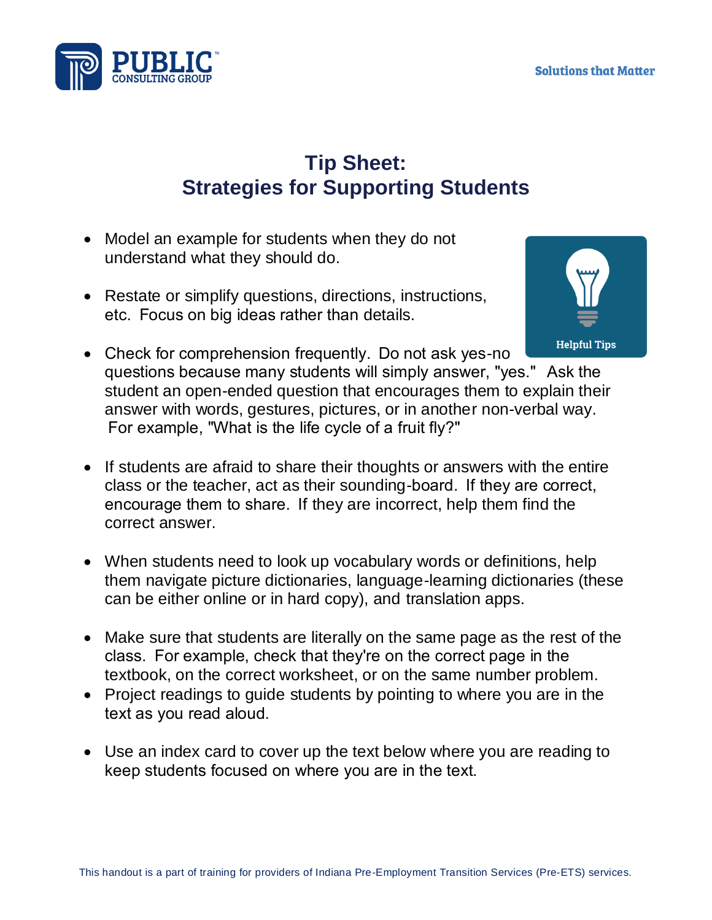# Tip Sheet: Strategies for Supporting Students

- Model an example for students when they do not understand what they should do.

- Restate or simplify questions, directions, instructions, etc. Focus on big ideas rather than details.

- Check for comprehension frequently. Do not ask yes-no questions because many students will simply answer, "yes." Ask the student an open-ended question that encourages them to explain their answer with words, gestures, pictures, or in another non-verbal way. For example, "What is the life cycle of a fruit fly?"

- If students are afraid to share their thoughts or answers with the entire class or the teacher, act as their sounding-board. If they are correct, encourage them to share. If they are incorrect, help them find the correct answer.

- When students need to look up vocabulary words or definitions, help them navigate picture dictionaries, language-learning dictionaries (these can be either online or in hard copy), and translation apps.

- Make sure that students are literally on the same page as the rest of the class. For example, check that they're on the correct page in the textbook, on the correct worksheet, or on the same number problem.
- Project readings to guide students by pointing to where you are in the text as you read aloud.

- Use an index card to cover up the text below where you are reading to keep students focused on where you are in the text.

This handout is a part of training for providers of Indiana Pre-Employment Transition Services (Pre-ETS) services.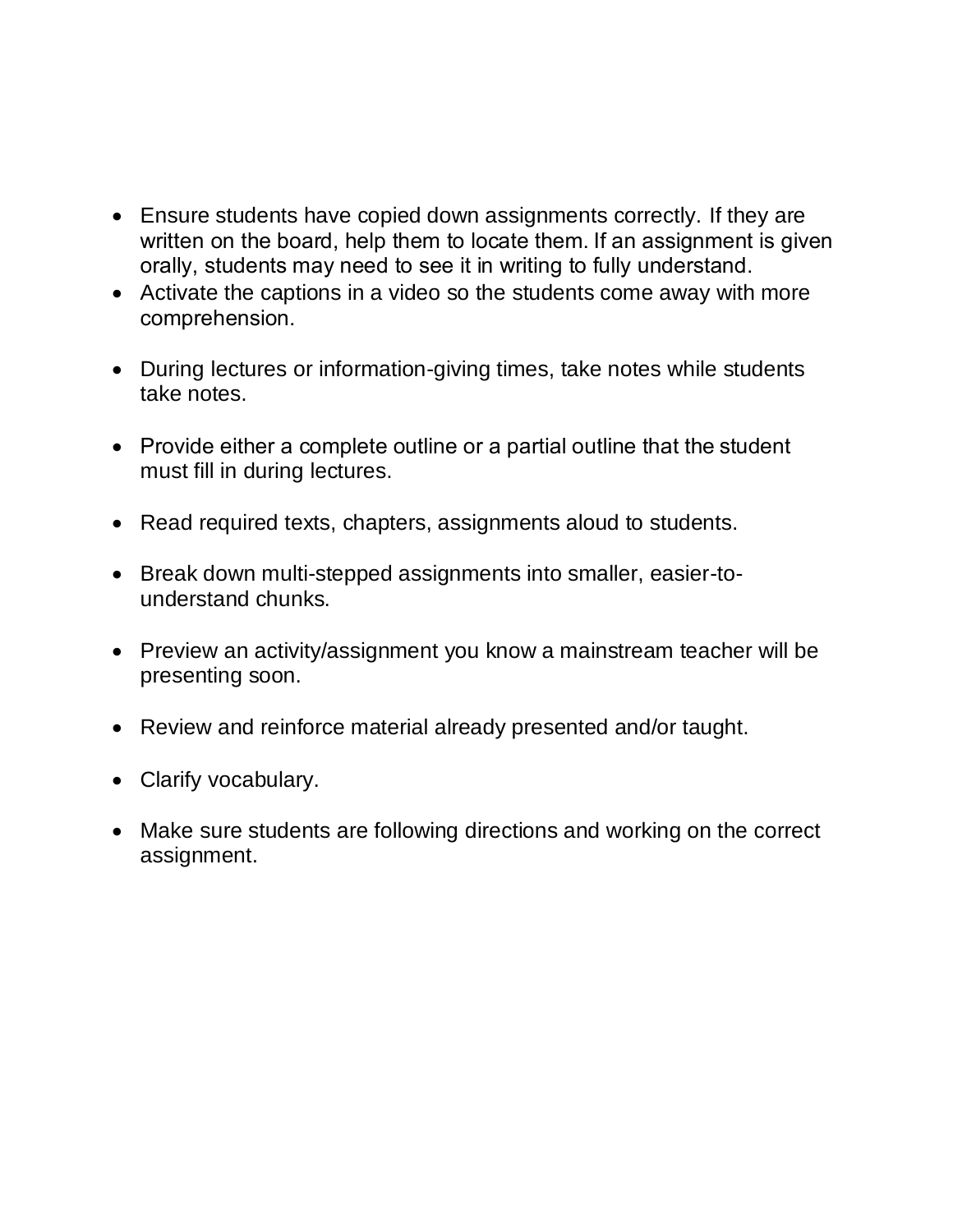- Ensure students have copied down assignments correctly. If they are written on the board, help them to locate them. If an assignment is given orally, students may need to see it in writing to fully understand.
- Activate the captions in a video so the students come away with more comprehension.
- During lectures or information-giving times, take notes while students take notes.
- Provide either a complete outline or a partial outline that the student must fill in during lectures.
- Read required texts, chapters, assignments aloud to students.
- Break down multi-stepped assignments into smaller, easier-to-understand chunks.
- Preview an activity/assignment you know a mainstream teacher will be presenting soon.
- Review and reinforce material already presented and/or taught.
- Clarify vocabulary.
- Make sure students are following directions and working on the correct assignment.